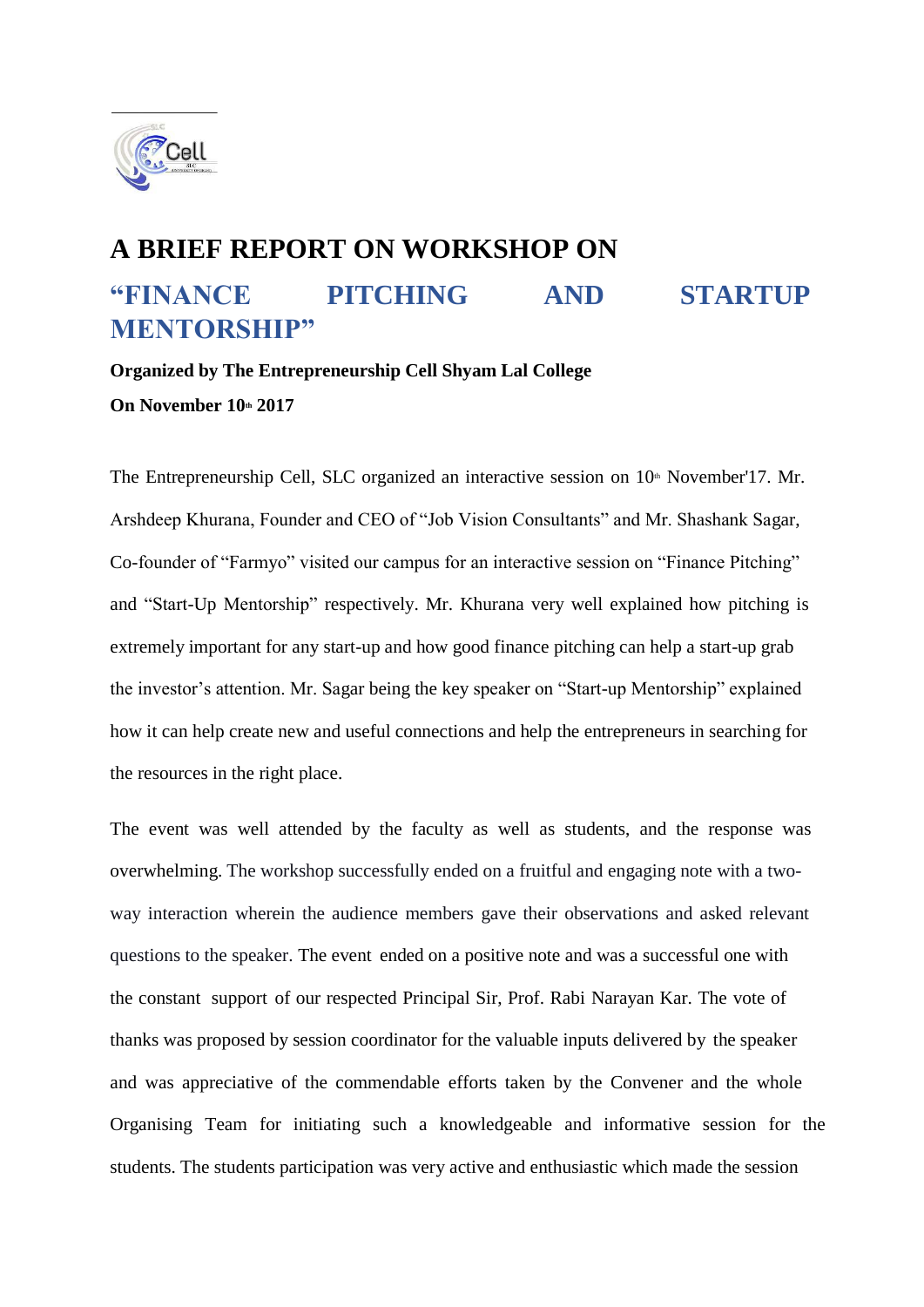# A BRIEF REPORT ON WORKSHOP ON

# "FINANCE PITCHING AND STARTUP MENTORSHIP"

**Organized by The Entrepreneurship Cell Shyam Lal College**

**On November 10th 2017**

The Entrepreneurship Cell, SLC organized an interactive session on 10th November'17. Mr. Arshdeep Khurana, Founder and CEO of "Job Vision Consultants" and Mr. Shashank Sagar, Co-founder of "Farmyo" visited our campus for an interactive session on "Finance Pitching" and "Start-Up Mentorship" respectively. Mr. Khurana very well explained how pitching is extremely important for any start-up and how good finance pitching can help a start-up grab the investor's attention. Mr. Sagar being the key speaker on "Start-up Mentorship" explained how it can help create new and useful connections and help the entrepreneurs in searching for the resources in the right place.

The event was well attended by the faculty as well as students, and the response was overwhelming. The workshop successfully ended on a fruitful and engaging note with a two-way interaction wherein the audience members gave their observations and asked relevant questions to the speaker. The event ended on a positive note and was a successful one with the constant support of our respected Principal Sir, Prof. Rabi Narayan Kar. The vote of thanks was proposed by session coordinator for the valuable inputs delivered by the speaker and was appreciative of the commendable efforts taken by the Convener and the whole Organising Team for initiating such a knowledgeable and informative session for the students. The students participation was very active and enthusiastic which made the session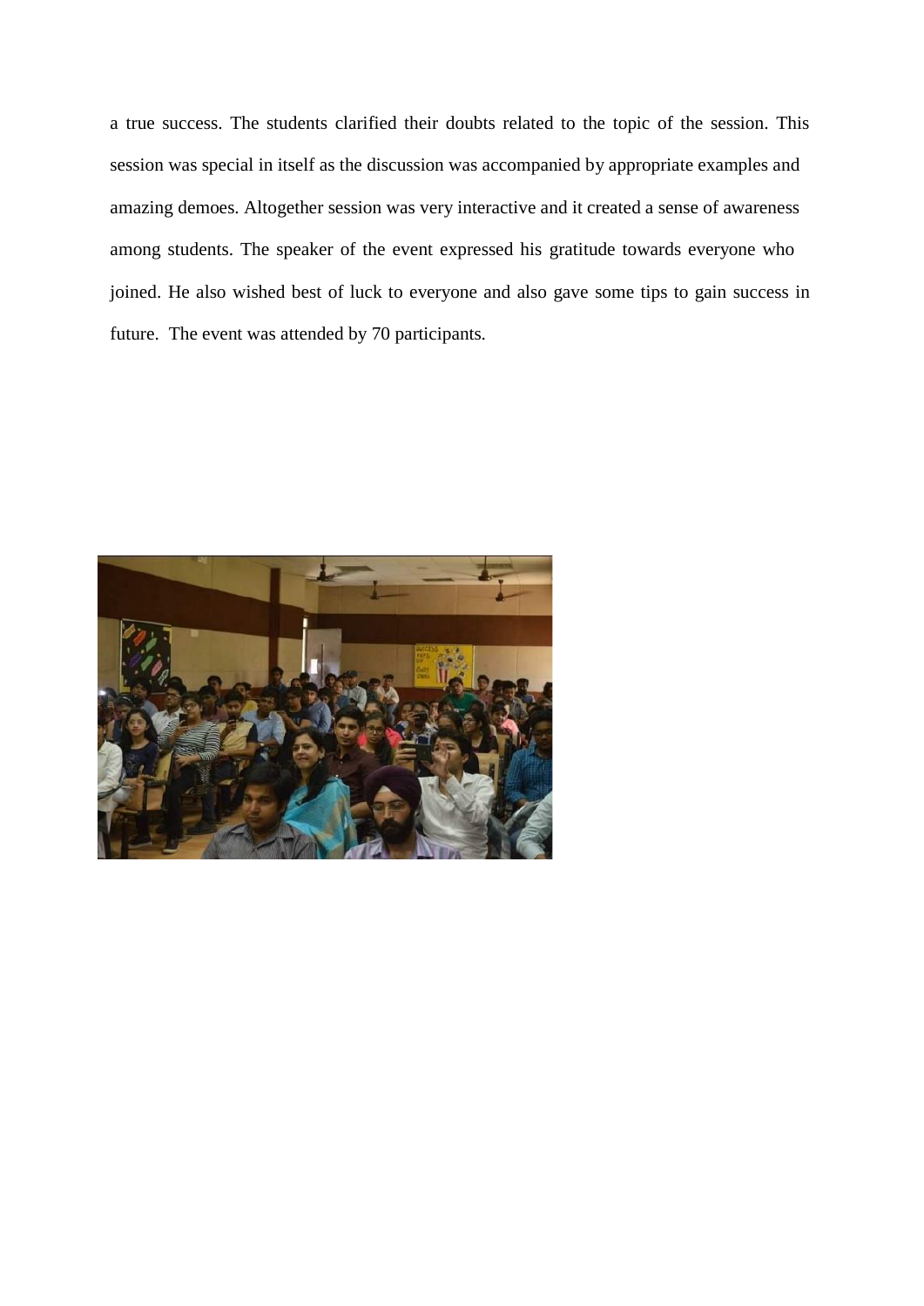a true success. The students clarified their doubts related to the topic of the session. This session was special in itself as the discussion was accompanied by appropriate examples and amazing demoes. Altogether session was very interactive and it created a sense of awareness among students. The speaker of the event expressed his gratitude towards everyone who joined. He also wished best of luck to everyone and also gave some tips to gain success in future. The event was attended by 70 participants.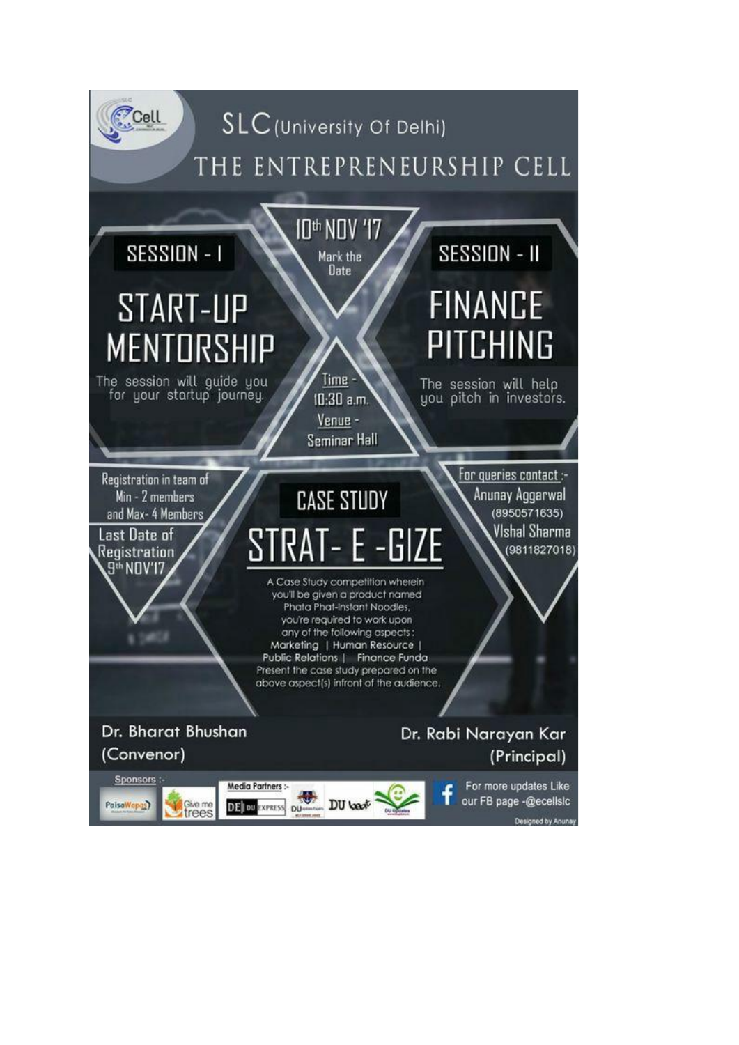# SLC (University Of Delhi)

## THE ENTREPRENEURSHIP CELL

**10th NOV '17**

Mark the Date

### SESSION - I

## START-UP MENTORSHIP

The session will guide you for your startup journey.

Time - 10:30 a.m.

Venue - Seminar Hall

### SESSION - II

## FINANCE PITCHING

The session will help you pitch in investors.

Registration in team of Min - 2 members and Max- 4 Members

Last Date of Registration 9th NOV'17

### CASE STUDY

## STRAT- E -GIZE

A Case Study competition wherein you'll be given a product named Phata Phat-Instant Noodles, you're required to work upon any of the following aspects: Marketing | Human Resource | Public Relations | Finance Funda

Present the case study prepared on the above aspect(s) infront of the audience.

For queries contact :-

Anunay Aggarwal (8950571635)

VIshal Sharma (9811827018)

Dr. Bharat Bhushan (Convenor)

Dr. Rabi Narayan Kar (Principal)

Sponsors :- PaisaWapas, Give me trees

Media Partners :- DE DU EXPRESS, DU Updates Experts, DU beat, DU Updates

For more updates Like our FB page -@ecellslc

Designed by Anunay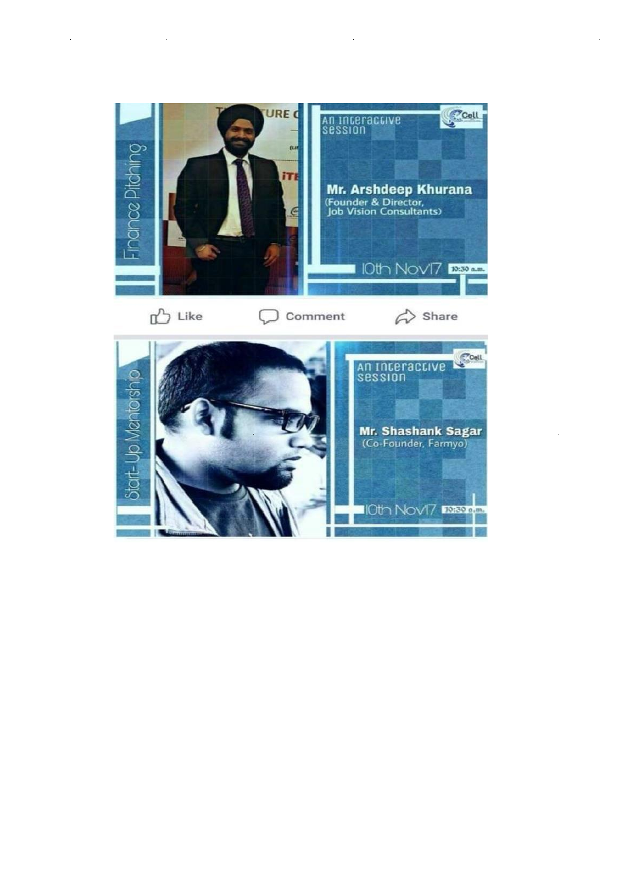Finance Pitching

An Interactive Session

**Mr. Arshdeep Khurana**
(Founder & Director, Job Vision Consultants)

10th Nov'17 10:30 a.m.

Like Comment Share

Start-Up Mentorship

An Interactive Session

**Mr. Shashank Sagar**
(Co-Founder, Farmyo)

10th Nov'17 10:30 a.m.